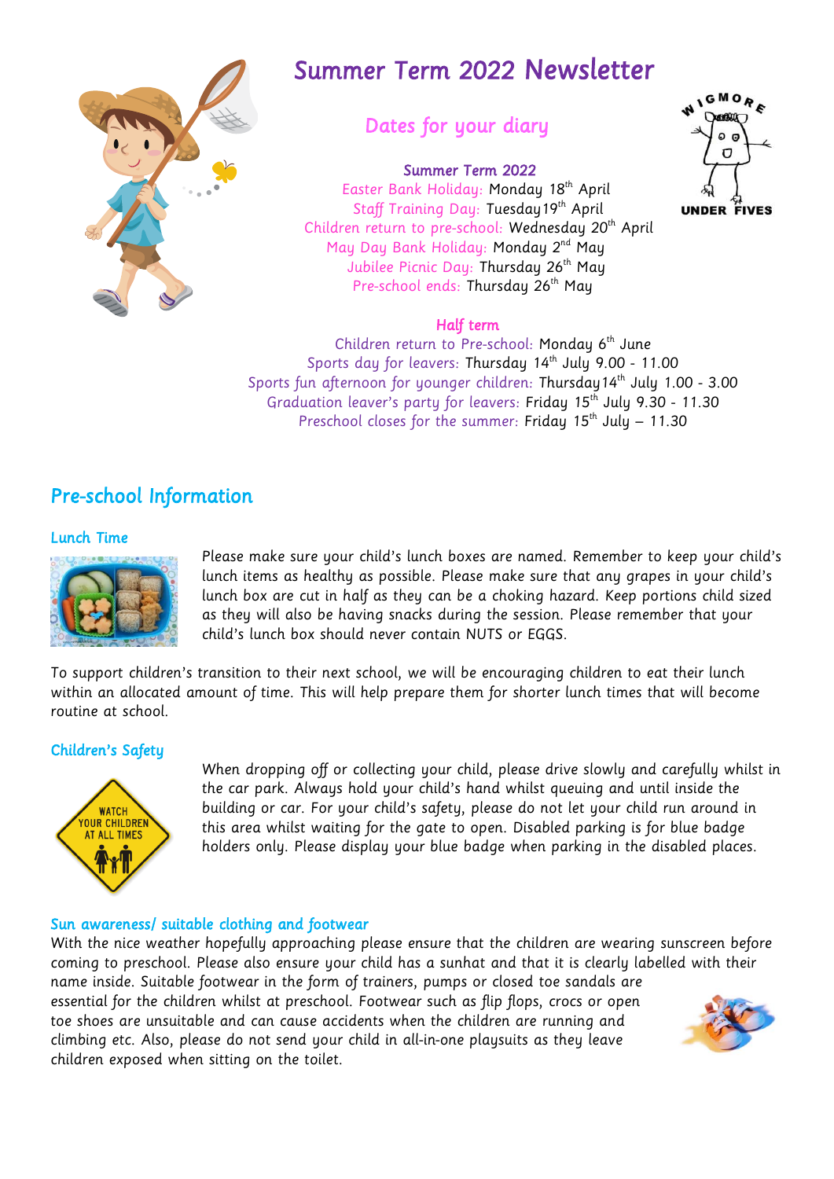# Summer Term 2022 Newsletter

## Dates for your diary

**Summer Term 2022**

Easter Bank Holiday: Monday 18th April
Staff Training Day: Tuesday 19th April
Children return to pre-school: Wednesday 20th April
May Day Bank Holiday: Monday 2nd May
Jubilee Picnic Day: Thursday 26th May
Pre-school ends: Thursday 26th May

**Half term**

Children return to Pre-school: Monday 6th June
Sports day for leavers: Thursday 14th July 9.00 - 11.00
Sports fun afternoon for younger children: Thursday 14th July 1.00 - 3.00
Graduation leaver's party for leavers: Friday 15th July 9.30 - 11.30
Preschool closes for the summer: Friday 15th July – 11.30

WIGMORE UNDER FIVES

## Pre-school Information

### Lunch Time

Please make sure your child's lunch boxes are named. Remember to keep your child's lunch items as healthy as possible. Please make sure that any grapes in your child's lunch box are cut in half as they can be a choking hazard. Keep portions child sized as they will also be having snacks during the session. Please remember that your child's lunch box should never contain NUTS or EGGS.

To support children's transition to their next school, we will be encouraging children to eat their lunch within an allocated amount of time. This will help prepare them for shorter lunch times that will become routine at school.

### Children's Safety

When dropping off or collecting your child, please drive slowly and carefully whilst in the car park. Always hold your child's hand whilst queuing and until inside the building or car. For your child's safety, please do not let your child run around in this area whilst waiting for the gate to open. Disabled parking is for blue badge holders only. Please display your blue badge when parking in the disabled places.

### Sun awareness/ suitable clothing and footwear

With the nice weather hopefully approaching please ensure that the children are wearing sunscreen before coming to preschool. Please also ensure your child has a sunhat and that it is clearly labelled with their name inside. Suitable footwear in the form of trainers, pumps or closed toe sandals are essential for the children whilst at preschool. Footwear such as flip flops, crocs or open toe shoes are unsuitable and can cause accidents when the children are running and climbing etc. Also, please do not send your child in all-in-one playsuits as they leave children exposed when sitting on the toilet.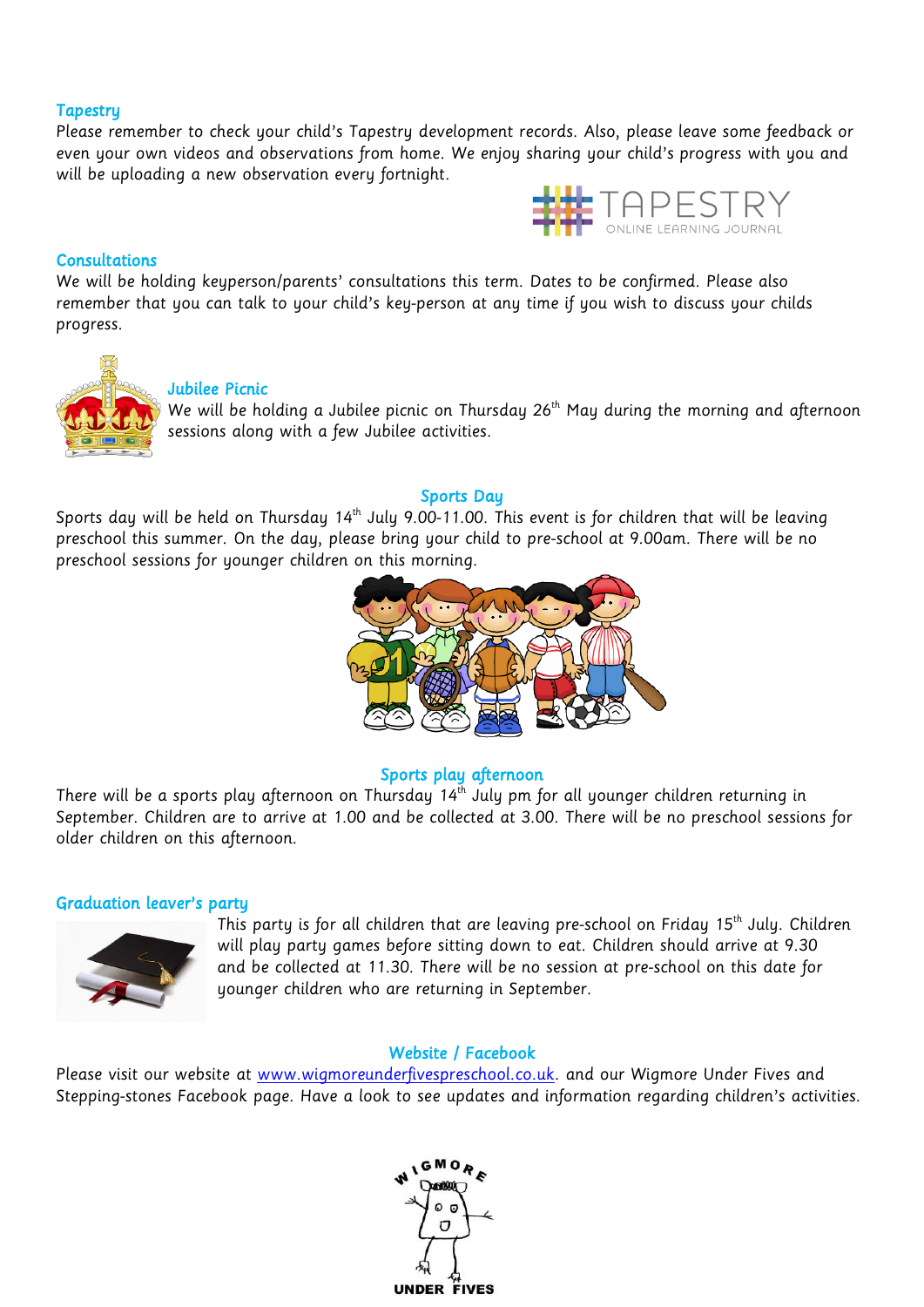## Tapestry

Please remember to check your child's Tapestry development records. Also, please leave some feedback or even your own videos and observations from home. We enjoy sharing your child's progress with you and will be uploading a new observation every fortnight.

## Consultations

We will be holding keyperson/parents' consultations this term. Dates to be confirmed. Please also remember that you can talk to your child's key-person at any time if you wish to discuss your childs progress.

## Jubilee Picnic

We will be holding a Jubilee picnic on Thursday 26th May during the morning and afternoon sessions along with a few Jubilee activities.

## Sports Day

Sports day will be held on Thursday 14th July 9.00-11.00. This event is for children that will be leaving preschool this summer. On the day, please bring your child to pre-school at 9.00am. There will be no preschool sessions for younger children on this morning.

## Sports play afternoon

There will be a sports play afternoon on Thursday 14th July pm for all younger children returning in September. Children are to arrive at 1.00 and be collected at 3.00. There will be no preschool sessions for older children on this afternoon.

## Graduation leaver's party

This party is for all children that are leaving pre-school on Friday 15th July. Children will play party games before sitting down to eat. Children should arrive at 9.30 and be collected at 11.30. There will be no session at pre-school on this date for younger children who are returning in September.

## Website / Facebook

Please visit our website at www.wigmoreunderfivespreschool.co.uk. and our Wigmore Under Fives and Stepping-stones Facebook page. Have a look to see updates and information regarding children's activities.